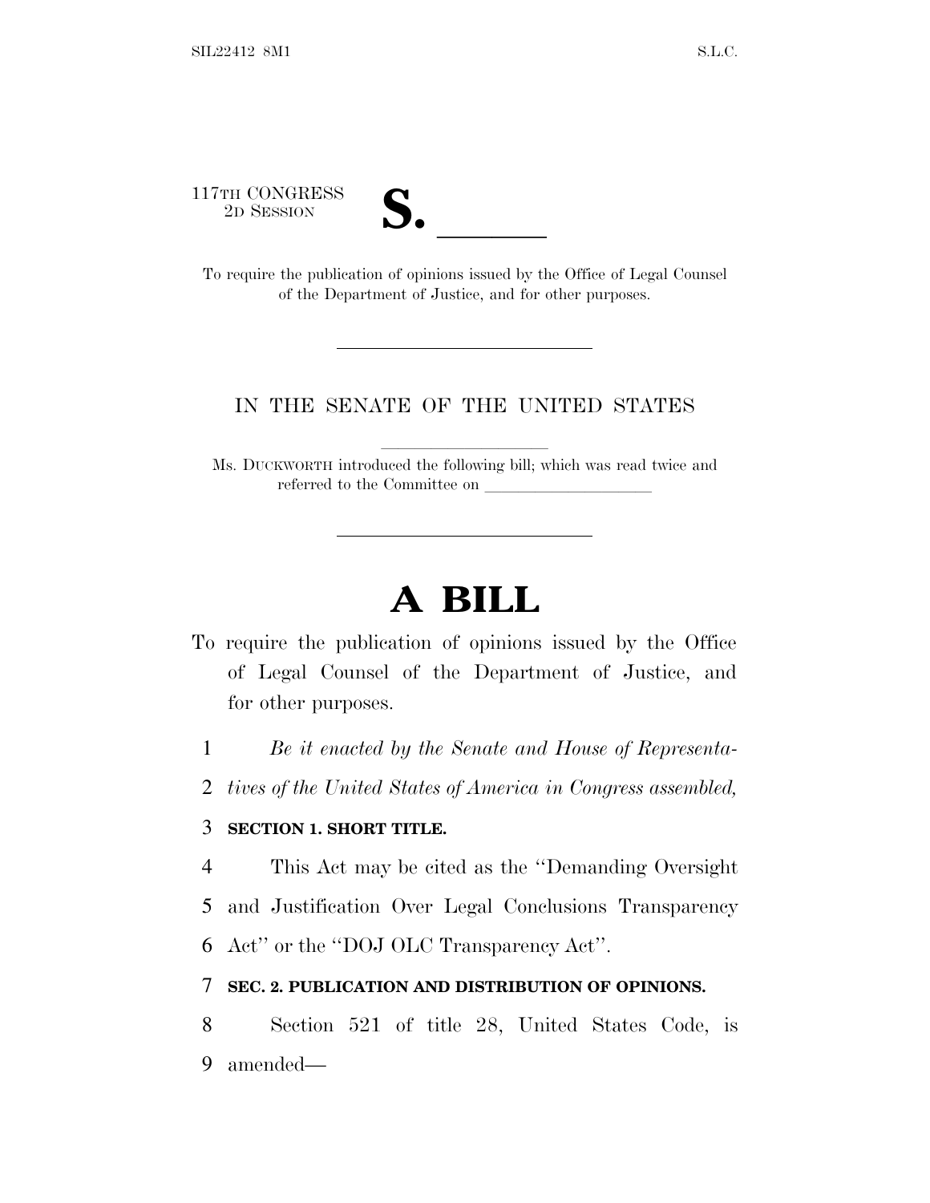117TH CONGRESS
2D SESSION

# S. ______

To require the publication of opinions issued by the Office of Legal Counsel of the Department of Justice, and for other purposes.

---

IN THE SENATE OF THE UNITED STATES

Ms. DUCKWORTH introduced the following bill; which was read twice and referred to the Committee on ______________________

---

# A BILL

To require the publication of opinions issued by the Office of Legal Counsel of the Department of Justice, and for other purposes.

1 *Be it enacted by the Senate and House of Representa-*
2 *tives of the United States of America in Congress assembled,*

3 **SECTION 1. SHORT TITLE.**

4 This Act may be cited as the ''Demanding Oversight
5 and Justification Over Legal Conclusions Transparency
6 Act'' or the ''DOJ OLC Transparency Act''.

7 **SEC. 2. PUBLICATION AND DISTRIBUTION OF OPINIONS.**

8 Section 521 of title 28, United States Code, is
9 amended—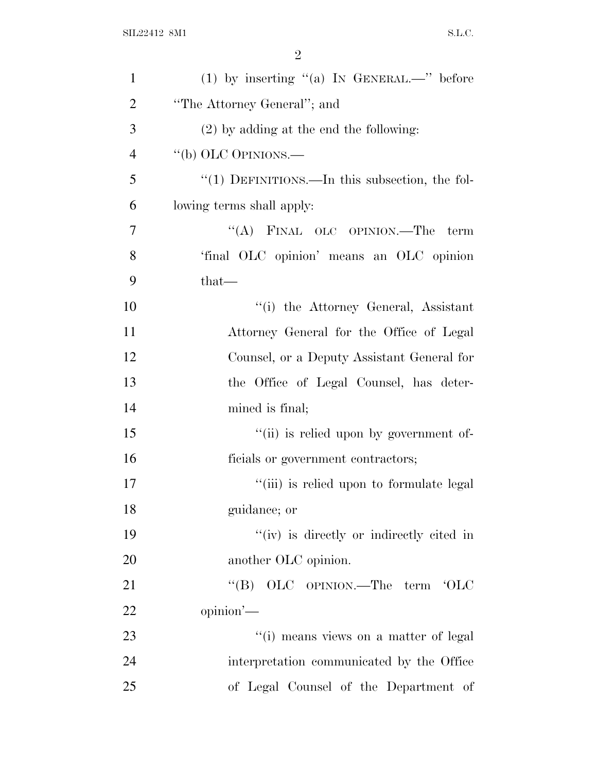(1) by inserting "(a) IN GENERAL.—" before "The Attorney General"; and

(2) by adding at the end the following:

"(b) OLC OPINIONS.—

"(1) DEFINITIONS.—In this subsection, the following terms shall apply:

"(A) FINAL OLC OPINION.—The term 'final OLC opinion' means an OLC opinion that—

"(i) the Attorney General, Assistant Attorney General for the Office of Legal Counsel, or a Deputy Assistant General for the Office of Legal Counsel, has determined is final;

"(ii) is relied upon by government officials or government contractors;

"(iii) is relied upon to formulate legal guidance; or

"(iv) is directly or indirectly cited in another OLC opinion.

"(B) OLC OPINION.—The term 'OLC opinion'—

"(i) means views on a matter of legal interpretation communicated by the Office of Legal Counsel of the Department of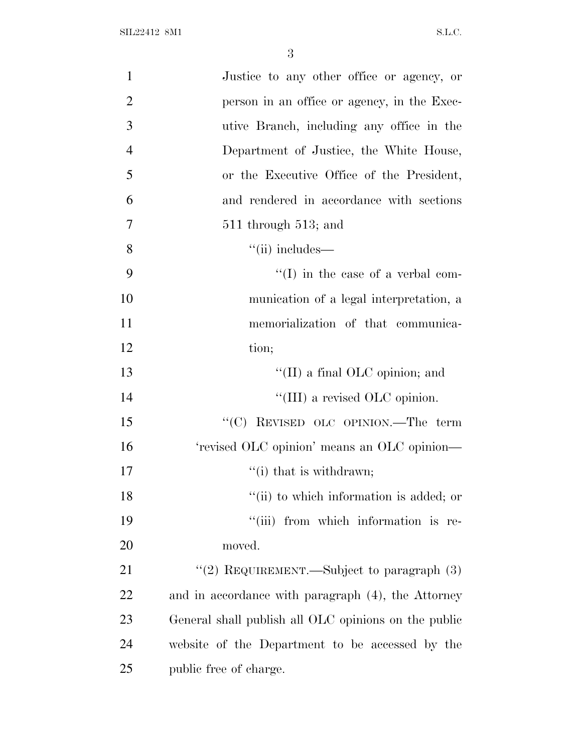Justice to any other office or agency, or person in an office or agency, in the Executive Branch, including any office in the Department of Justice, the White House, or the Executive Office of the President, and rendered in accordance with sections 511 through 513; and

"(ii) includes—

"(I) in the case of a verbal communication of a legal interpretation, a memorialization of that communication;

"(II) a final OLC opinion; and

"(III) a revised OLC opinion.

"(C) REVISED OLC OPINION.—The term 'revised OLC opinion' means an OLC opinion—

"(i) that is withdrawn;

"(ii) to which information is added; or

"(iii) from which information is removed.

"(2) REQUIREMENT.—Subject to paragraph (3) and in accordance with paragraph (4), the Attorney General shall publish all OLC opinions on the public website of the Department to be accessed by the public free of charge.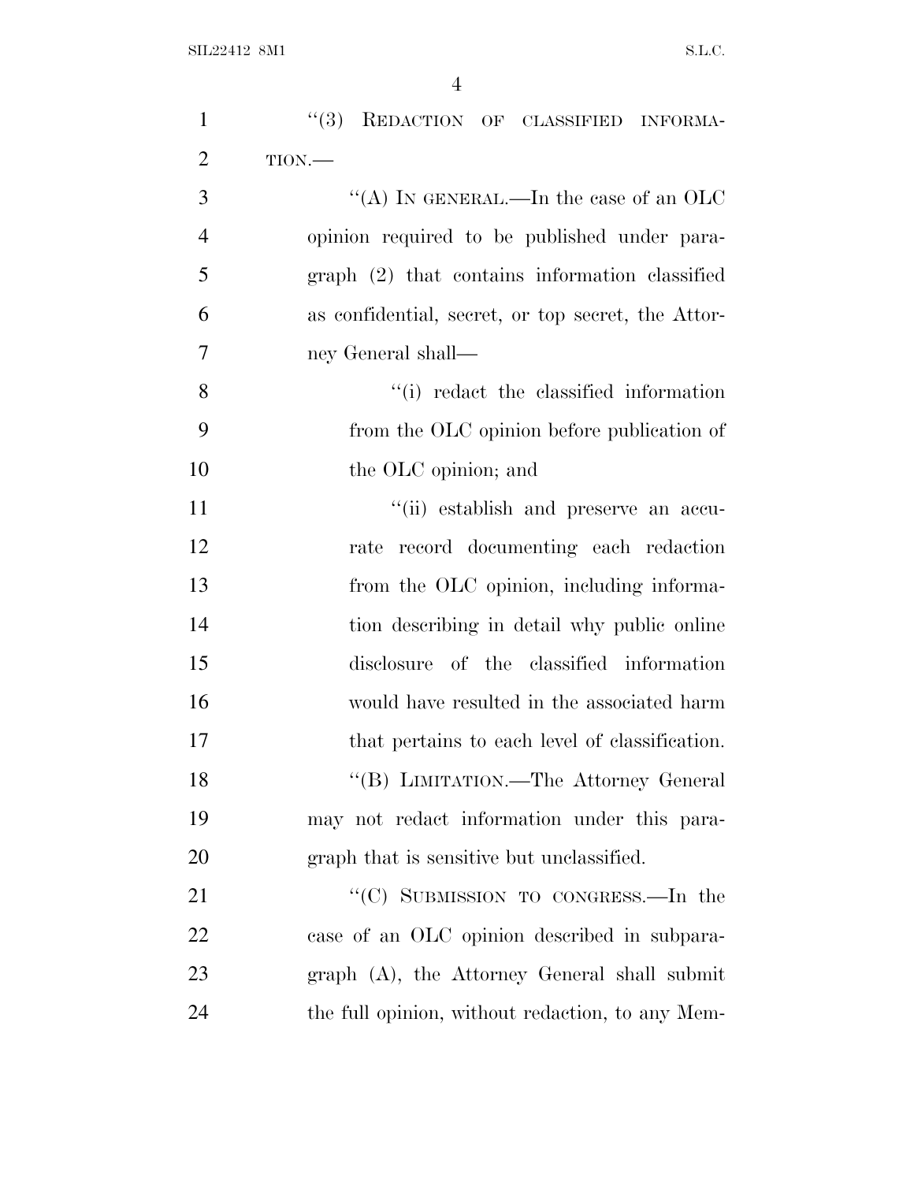"(3) REDACTION OF CLASSIFIED INFORMATION.—

"(A) IN GENERAL.—In the case of an OLC opinion required to be published under paragraph (2) that contains information classified as confidential, secret, or top secret, the Attorney General shall—

"(i) redact the classified information from the OLC opinion before publication of the OLC opinion; and

"(ii) establish and preserve an accurate record documenting each redaction from the OLC opinion, including information describing in detail why public online disclosure of the classified information would have resulted in the associated harm that pertains to each level of classification.

"(B) LIMITATION.—The Attorney General may not redact information under this paragraph that is sensitive but unclassified.

"(C) SUBMISSION TO CONGRESS.—In the case of an OLC opinion described in subparagraph (A), the Attorney General shall submit the full opinion, without redaction, to any Mem-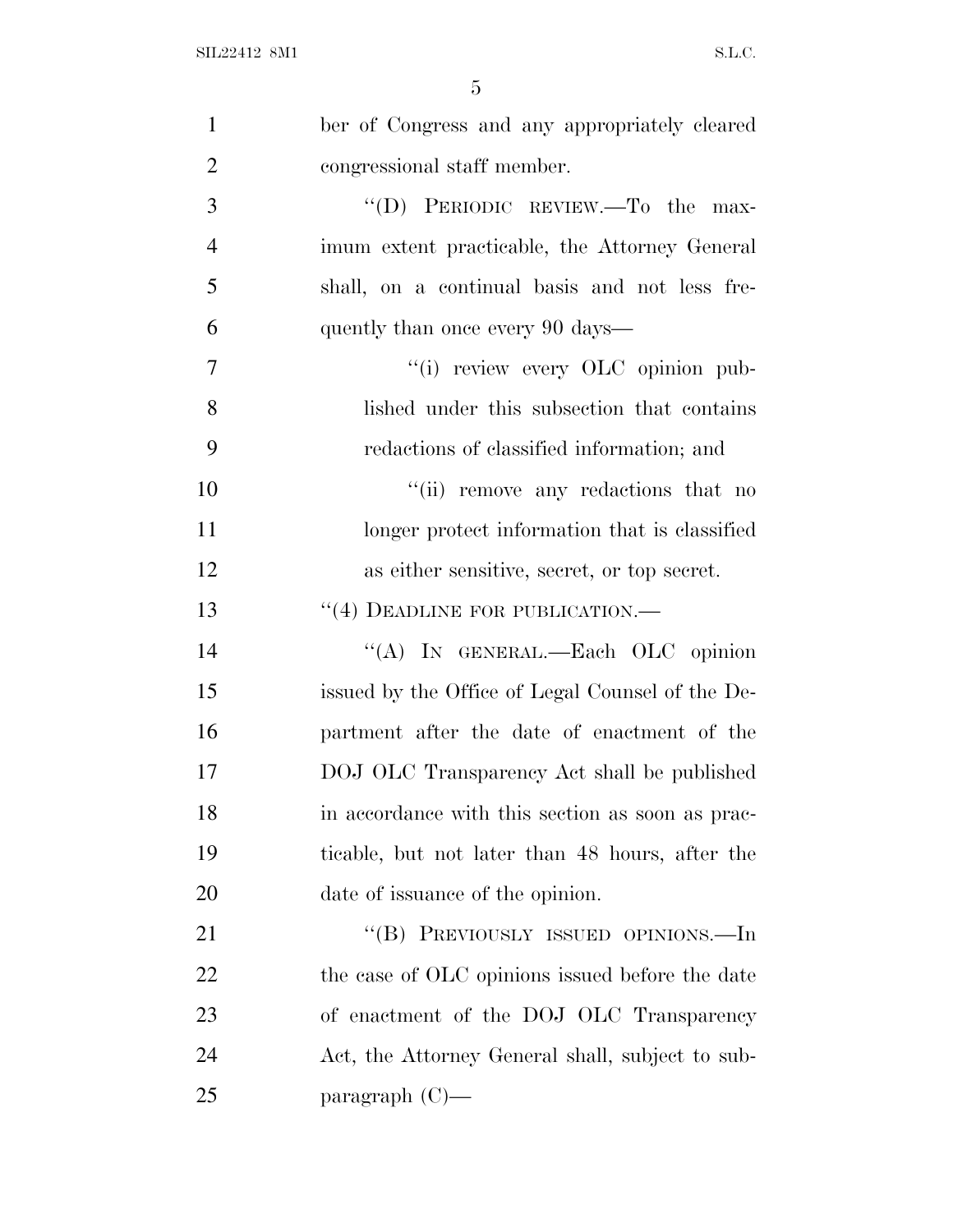ber of Congress and any appropriately cleared congressional staff member.

"(D) PERIODIC REVIEW.—To the maximum extent practicable, the Attorney General shall, on a continual basis and not less frequently than once every 90 days—

"(i) review every OLC opinion published under this subsection that contains redactions of classified information; and

"(ii) remove any redactions that no longer protect information that is classified as either sensitive, secret, or top secret.

"(4) DEADLINE FOR PUBLICATION.—

"(A) IN GENERAL.—Each OLC opinion issued by the Office of Legal Counsel of the Department after the date of enactment of the DOJ OLC Transparency Act shall be published in accordance with this section as soon as practicable, but not later than 48 hours, after the date of issuance of the opinion.

"(B) PREVIOUSLY ISSUED OPINIONS.—In the case of OLC opinions issued before the date of enactment of the DOJ OLC Transparency Act, the Attorney General shall, subject to subparagraph (C)—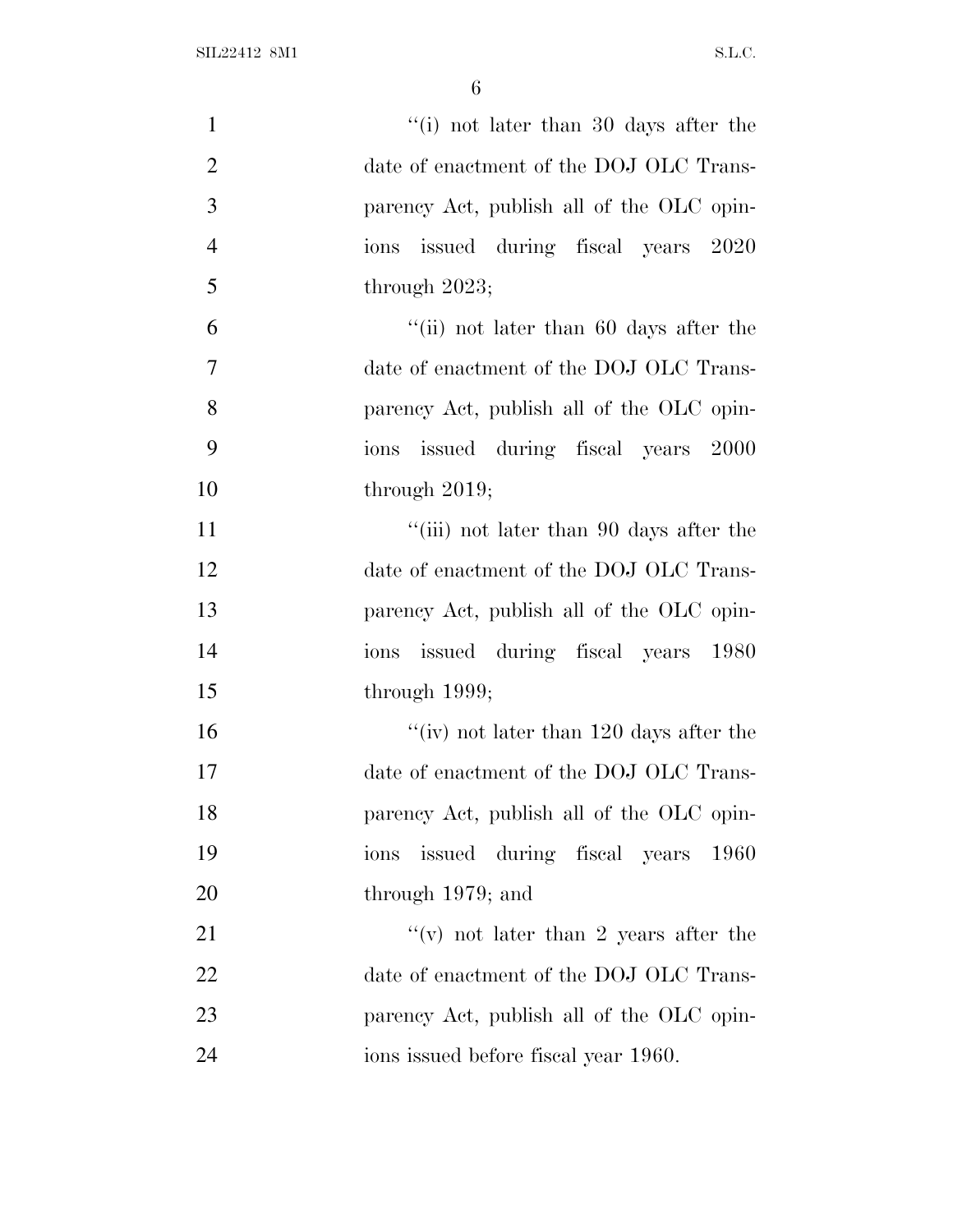''(i) not later than 30 days after the date of enactment of the DOJ OLC Transparency Act, publish all of the OLC opinions issued during fiscal years 2020 through 2023;

''(ii) not later than 60 days after the date of enactment of the DOJ OLC Transparency Act, publish all of the OLC opinions issued during fiscal years 2000 through 2019;

''(iii) not later than 90 days after the date of enactment of the DOJ OLC Transparency Act, publish all of the OLC opinions issued during fiscal years 1980 through 1999;

''(iv) not later than 120 days after the date of enactment of the DOJ OLC Transparency Act, publish all of the OLC opinions issued during fiscal years 1960 through 1979; and

''(v) not later than 2 years after the date of enactment of the DOJ OLC Transparency Act, publish all of the OLC opinions issued before fiscal year 1960.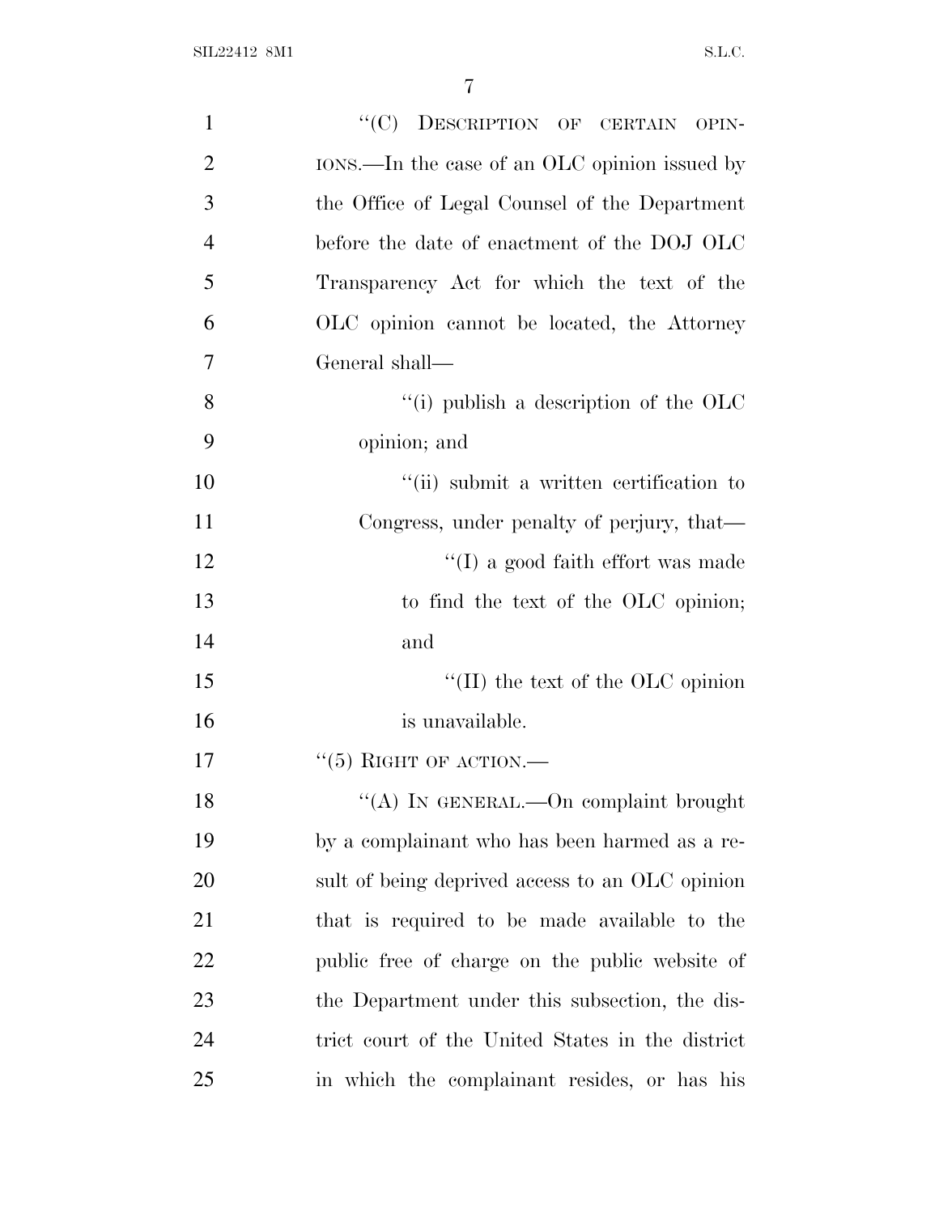"(C) DESCRIPTION OF CERTAIN OPINIONS.—In the case of an OLC opinion issued by the Office of Legal Counsel of the Department before the date of enactment of the DOJ OLC Transparency Act for which the text of the OLC opinion cannot be located, the Attorney General shall—

"(i) publish a description of the OLC opinion; and

"(ii) submit a written certification to Congress, under penalty of perjury, that—

"(I) a good faith effort was made to find the text of the OLC opinion; and

"(II) the text of the OLC opinion is unavailable.

"(5) RIGHT OF ACTION.—

"(A) IN GENERAL.—On complaint brought by a complainant who has been harmed as a result of being deprived access to an OLC opinion that is required to be made available to the public free of charge on the public website of the Department under this subsection, the district court of the United States in the district in which the complainant resides, or has his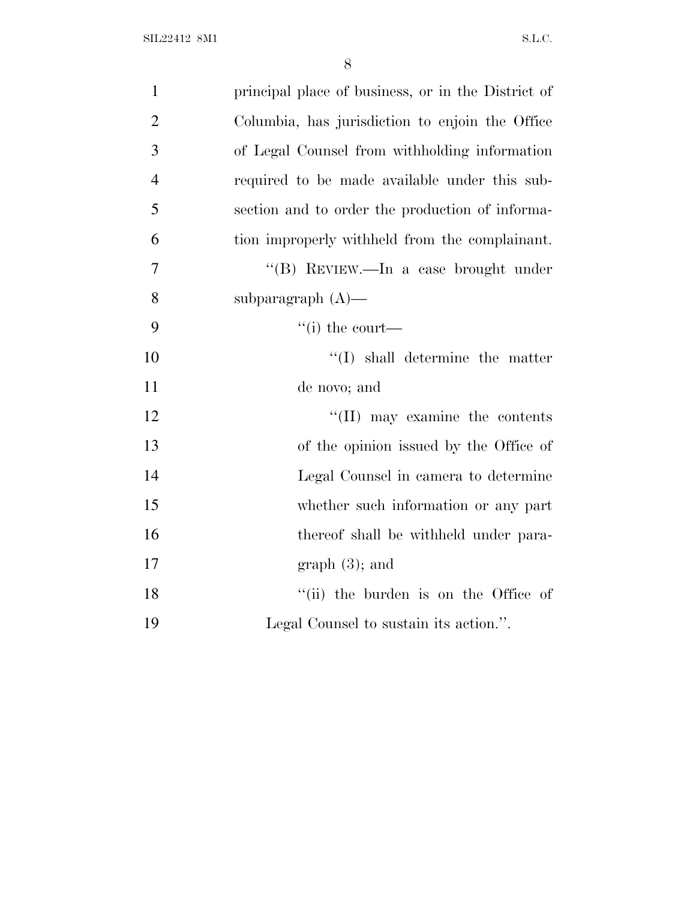principal place of business, or in the District of Columbia, has jurisdiction to enjoin the Office of Legal Counsel from withholding information required to be made available under this subsection and to order the production of information improperly withheld from the complainant.

"(B) REVIEW.—In a case brought under subparagraph (A)—

"(i) the court—

"(I) shall determine the matter de novo; and

"(II) may examine the contents of the opinion issued by the Office of Legal Counsel in camera to determine whether such information or any part thereof shall be withheld under paragraph (3); and

"(ii) the burden is on the Office of Legal Counsel to sustain its action.".